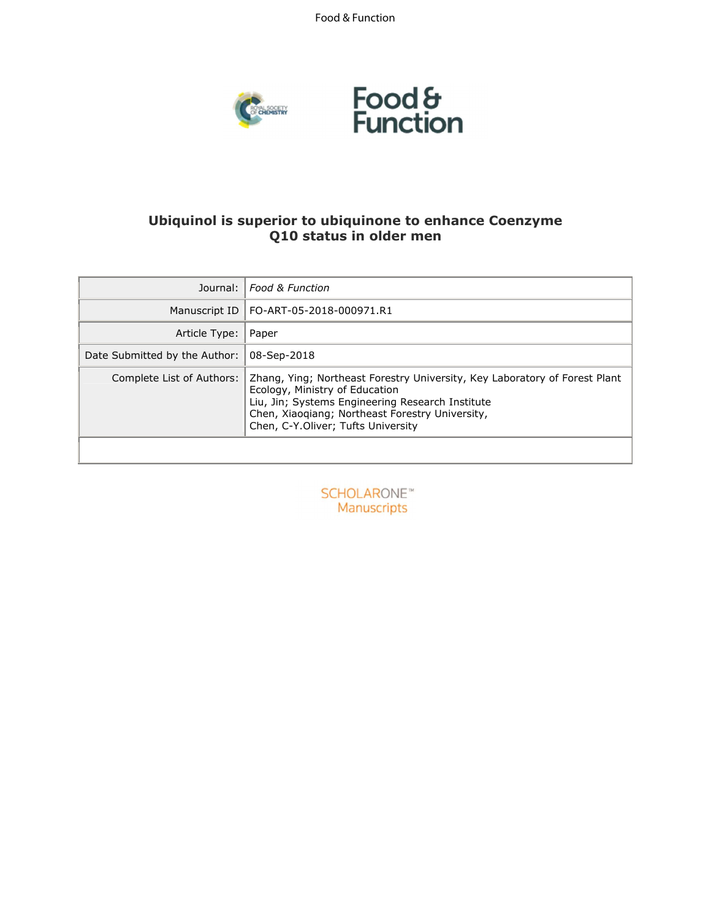# Ubiquinol is superior to ubiquinone to enhance Coenzyme Q10 status in older men

| | |
|---|---|
| Journal: | *Food & Function* |
| Manuscript ID | FO-ART-05-2018-000971.R1 |
| Article Type: | Paper |
| Date Submitted by the Author: | 08-Sep-2018 |
| Complete List of Authors: | Zhang, Ying; Northeast Forestry University, Key Laboratory of Forest Plant Ecology, Ministry of Education<br>Liu, Jin; Systems Engineering Research Institute<br>Chen, Xiaoqiang; Northeast Forestry University,<br>Chen, C-Y.Oliver; Tufts University |

SCHOLARONE™ Manuscripts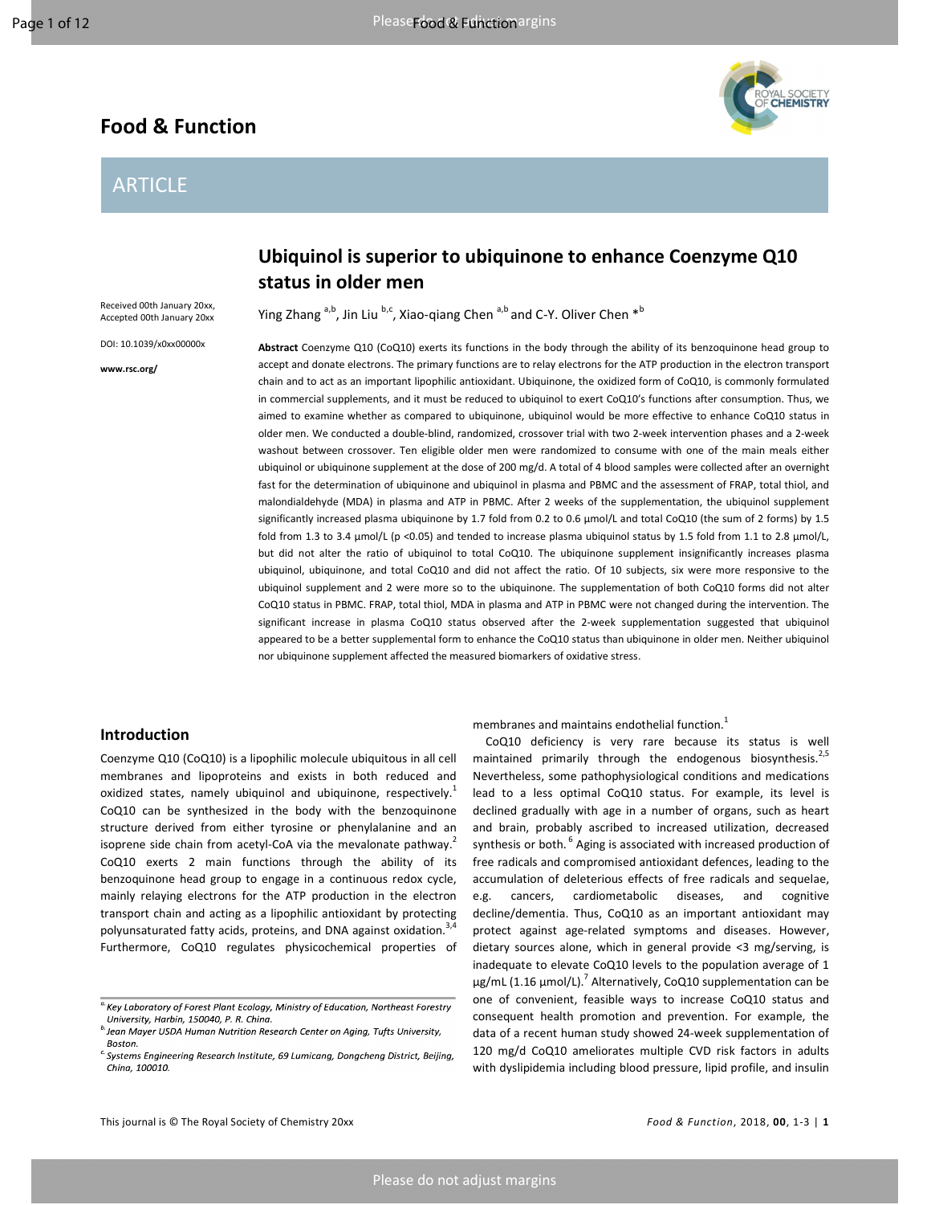# Food & Function

## ARTICLE

# Ubiquinol is superior to ubiquinone to enhance Coenzyme Q10 status in older men

Received 00th January 20xx, Accepted 00th January 20xx

DOI: 10.1039/x0xx00000x

www.rsc.org/

Ying Zhang [a,b], Jin Liu [b,c], Xiao-qiang Chen [a,b] and C-Y. Oliver Chen *[b]

**Abstract** Coenzyme Q10 (CoQ10) exerts its functions in the body through the ability of its benzoquinone head group to accept and donate electrons. The primary functions are to relay electrons for the ATP production in the electron transport chain and to act as an important lipophilic antioxidant. Ubiquinone, the oxidized form of CoQ10, is commonly formulated in commercial supplements, and it must be reduced to ubiquinol to exert CoQ10's functions after consumption. Thus, we aimed to examine whether as compared to ubiquinone, ubiquinol would be more effective to enhance CoQ10 status in older men. We conducted a double-blind, randomized, crossover trial with two 2-week intervention phases and a 2-week washout between crossover. Ten eligible older men were randomized to consume with one of the main meals either ubiquinol or ubiquinone supplement at the dose of 200 mg/d. A total of 4 blood samples were collected after an overnight fast for the determination of ubiquinone and ubiquinol in plasma and PBMC and the assessment of FRAP, total thiol, and malondialdehyde (MDA) in plasma and ATP in PBMC. After 2 weeks of the supplementation, the ubiquinol supplement significantly increased plasma ubiquinone by 1.7 fold from 0.2 to 0.6 μmol/L and total CoQ10 (the sum of 2 forms) by 1.5 fold from 1.3 to 3.4 μmol/L ($p < 0.05$) and tended to increase plasma ubiquinol status by 1.5 fold from 1.1 to 2.8 μmol/L, but did not alter the ratio of ubiquinol to total CoQ10. The ubiquinone supplement insignificantly increases plasma ubiquinol, ubiquinone, and total CoQ10 and did not affect the ratio. Of 10 subjects, six were more responsive to the ubiquinol supplement and 2 were more so to the ubiquinone. The supplementation of both CoQ10 forms did not alter CoQ10 status in PBMC. FRAP, total thiol, MDA in plasma and ATP in PBMC were not changed during the intervention. The significant increase in plasma CoQ10 status observed after the 2-week supplementation suggested that ubiquinol appeared to be a better supplemental form to enhance the CoQ10 status than ubiquinone in older men. Neither ubiquinol nor ubiquinone supplement affected the measured biomarkers of oxidative stress.

## Introduction

Coenzyme Q10 (CoQ10) is a lipophilic molecule ubiquitous in all cell membranes and lipoproteins and exists in both reduced and oxidized states, namely ubiquinol and ubiquinone, respectively.[1] CoQ10 can be synthesized in the body with the benzoquinone structure derived from either tyrosine or phenylalanine and an isoprene side chain from acetyl-CoA via the mevalonate pathway.[2] CoQ10 exerts 2 main functions through the ability of its benzoquinone head group to engage in a continuous redox cycle, mainly relaying electrons for the ATP production in the electron transport chain and acting as a lipophilic antioxidant by protecting polyunsaturated fatty acids, proteins, and DNA against oxidation.[3,4] Furthermore, CoQ10 regulates physicochemical properties of membranes and maintains endothelial function.[1]

CoQ10 deficiency is very rare because its status is well maintained primarily through the endogenous biosynthesis.[2,5] Nevertheless, some pathophysiological conditions and medications lead to a less optimal CoQ10 status. For example, its level is declined gradually with age in a number of organs, such as heart and brain, probably ascribed to increased utilization, decreased synthesis or both.[6] Aging is associated with increased production of free radicals and compromised antioxidant defences, leading to the accumulation of deleterious effects of free radicals and sequelae, e.g. cancers, cardiometabolic diseases, and cognitive decline/dementia. Thus, CoQ10 as an important antioxidant may protect against age-related symptoms and diseases. However, dietary sources alone, which in general provide <3 mg/serving, is inadequate to elevate CoQ10 levels to the population average of 1 μg/mL (1.16 μmol/L).[7] Alternatively, CoQ10 supplementation can be one of convenient, feasible ways to increase CoQ10 status and consequent health promotion and prevention. For example, the data of a recent human study showed 24-week supplementation of 120 mg/d CoQ10 ameliorates multiple CVD risk factors in adults with dyslipidemia including blood pressure, lipid profile, and insulin

[a] Key Laboratory of Forest Plant Ecology, Ministry of Education, Northeast Forestry University, Harbin, 150040, P. R. China.

[b] Jean Mayer USDA Human Nutrition Research Center on Aging, Tufts University, Boston.

[c] Systems Engineering Research Institute, 69 Lumicang, Dongcheng District, Beijing, China, 100010.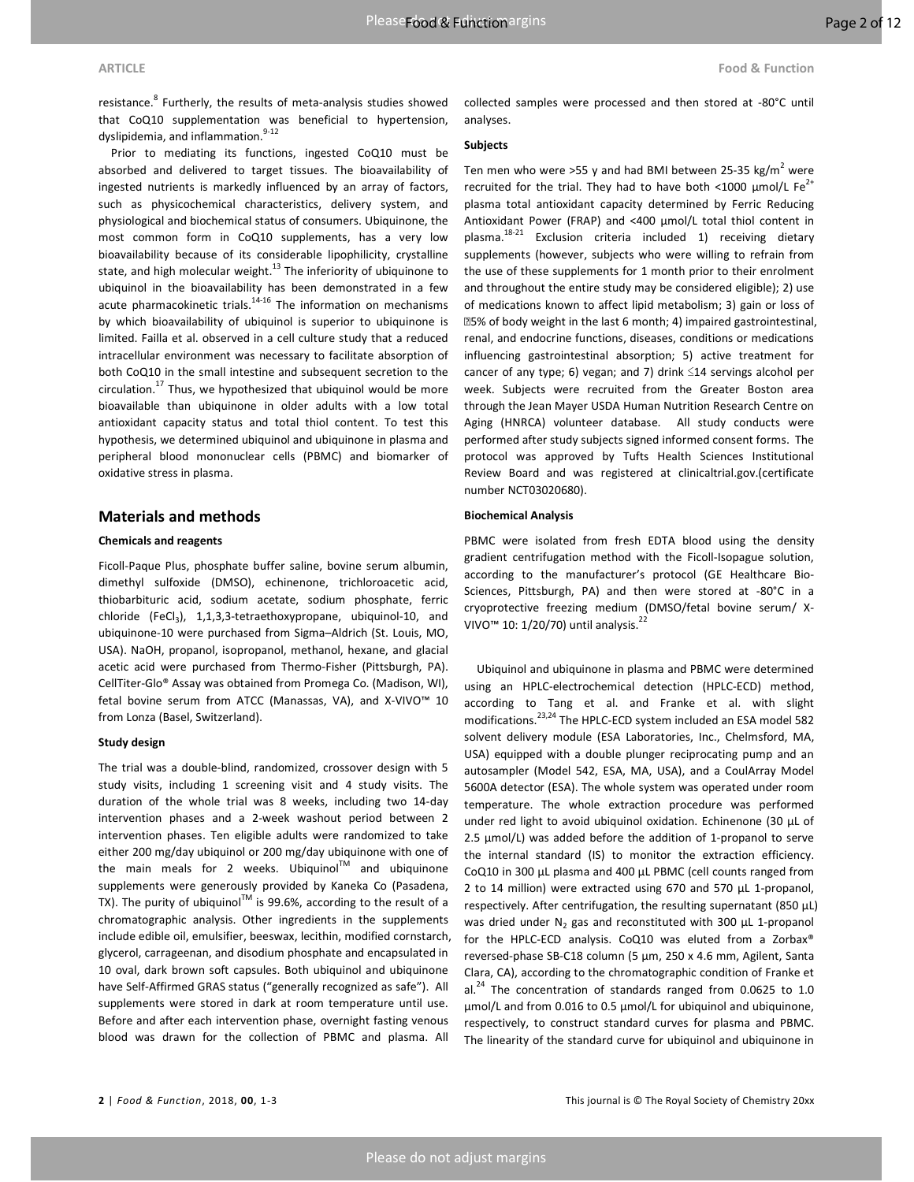resistance.[8] Furtherly, the results of meta-analysis studies showed that CoQ10 supplementation was beneficial to hypertension, dyslipidemia, and inflammation.[9-12]

Prior to mediating its functions, ingested CoQ10 must be absorbed and delivered to target tissues. The bioavailability of ingested nutrients is markedly influenced by an array of factors, such as physicochemical characteristics, delivery system, and physiological and biochemical status of consumers. Ubiquinone, the most common form in CoQ10 supplements, has a very low bioavailability because of its considerable lipophilicity, crystalline state, and high molecular weight.[13] The inferiority of ubiquinone to ubiquinol in the bioavailability has been demonstrated in a few acute pharmacokinetic trials.[14-16] The information on mechanisms by which bioavailability of ubiquinol is superior to ubiquinone is limited. Failla et al. observed in a cell culture study that a reduced intracellular environment was necessary to facilitate absorption of both CoQ10 in the small intestine and subsequent secretion to the circulation.[17] Thus, we hypothesized that ubiquinol would be more bioavailable than ubiquinone in older adults with a low total antioxidant capacity status and total thiol content. To test this hypothesis, we determined ubiquinol and ubiquinone in plasma and peripheral blood mononuclear cells (PBMC) and biomarker of oxidative stress in plasma.

## Materials and methods

### Chemicals and reagents

Ficoll-Paque Plus, phosphate buffer saline, bovine serum albumin, dimethyl sulfoxide (DMSO), echinenone, trichloroacetic acid, thiobarbituric acid, sodium acetate, sodium phosphate, ferric chloride ($FeCl_3$), 1,1,3,3-tetraethoxypropane, ubiquinol-10, and ubiquinone-10 were purchased from Sigma–Aldrich (St. Louis, MO, USA). NaOH, propanol, isopropanol, methanol, hexane, and glacial acetic acid were purchased from Thermo-Fisher (Pittsburgh, PA). CellTiter-Glo® Assay was obtained from Promega Co. (Madison, WI), fetal bovine serum from ATCC (Manassas, VA), and X-VIVO™ 10 from Lonza (Basel, Switzerland).

### Study design

The trial was a double-blind, randomized, crossover design with 5 study visits, including 1 screening visit and 4 study visits. The duration of the whole trial was 8 weeks, including two 14-day intervention phases and a 2-week washout period between 2 intervention phases. Ten eligible adults were randomized to take either 200 mg/day ubiquinol or 200 mg/day ubiquinone with one of the main meals for 2 weeks. Ubiquinol™ and ubiquinone supplements were generously provided by Kaneka Co (Pasadena, TX). The purity of ubiquinol™ is 99.6%, according to the result of a chromatographic analysis. Other ingredients in the supplements include edible oil, emulsifier, beeswax, lecithin, modified cornstarch, glycerol, carrageenan, and disodium phosphate and encapsulated in 10 oval, dark brown soft capsules. Both ubiquinol and ubiquinone have Self-Affirmed GRAS status ("generally recognized as safe"). All supplements were stored in dark at room temperature until use. Before and after each intervention phase, overnight fasting venous blood was drawn for the collection of PBMC and plasma. All collected samples were processed and then stored at -80°C until analyses.

### Subjects

Ten men who were >55 y and had BMI between 25-35 kg/m$^2$ were recruited for the trial. They had to have both <1000 µmol/L $Fe^{2+}$ plasma total antioxidant capacity determined by Ferric Reducing Antioxidant Power (FRAP) and <400 µmol/L total thiol content in plasma.[18-21] Exclusion criteria included 1) receiving dietary supplements (however, subjects who were willing to refrain from the use of these supplements for 1 month prior to their enrolment and throughout the entire study may be considered eligible); 2) use of medications known to affect lipid metabolism; 3) gain or loss of ⩾5% of body weight in the last 6 month; 4) impaired gastrointestinal, renal, and endocrine functions, diseases, conditions or medications influencing gastrointestinal absorption; 5) active treatment for cancer of any type; 6) vegan; and 7) drink ≤14 servings alcohol per week. Subjects were recruited from the Greater Boston area through the Jean Mayer USDA Human Nutrition Research Centre on Aging (HNRCA) volunteer database. All study conducts were performed after study subjects signed informed consent forms. The protocol was approved by Tufts Health Sciences Institutional Review Board and was registered at clinicaltrial.gov.(certificate number NCT03020680).

### Biochemical Analysis

PBMC were isolated from fresh EDTA blood using the density gradient centrifugation method with the Ficoll-Isopague solution, according to the manufacturer's protocol (GE Healthcare Bio-Sciences, Pittsburgh, PA) and then were stored at -80°C in a cryoprotective freezing medium (DMSO/fetal bovine serum/ X-VIVO™ 10: 1/20/70) until analysis.[22]

Ubiquinol and ubiquinone in plasma and PBMC were determined using an HPLC-electrochemical detection (HPLC-ECD) method, according to Tang et al. and Franke et al. with slight modifications.[23,24] The HPLC-ECD system included an ESA model 582 solvent delivery module (ESA Laboratories, Inc., Chelmsford, MA, USA) equipped with a double plunger reciprocating pump and an autosampler (Model 542, ESA, MA, USA), and a CoulArray Model 5600A detector (ESA). The whole system was operated under room temperature. The whole extraction procedure was performed under red light to avoid ubiquinol oxidation. Echinenone (30 µL of 2.5 µmol/L) was added before the addition of 1-propanol to serve the internal standard (IS) to monitor the extraction efficiency. CoQ10 in 300 µL plasma and 400 µL PBMC (cell counts ranged from 2 to 14 million) were extracted using 670 and 570 µL 1-propanol, respectively. After centrifugation, the resulting supernatant (850 µL) was dried under $N_2$ gas and reconstituted with 300 µL 1-propanol for the HPLC-ECD analysis. CoQ10 was eluted from a Zorbax® reversed-phase SB-C18 column (5 µm, 250 x 4.6 mm, Agilent, Santa Clara, CA), according to the chromatographic condition of Franke et al.[24] The concentration of standards ranged from 0.0625 to 1.0 µmol/L and from 0.016 to 0.5 µmol/L for ubiquinol and ubiquinone, respectively, to construct standard curves for plasma and PBMC. The linearity of the standard curve for ubiquinol and ubiquinone in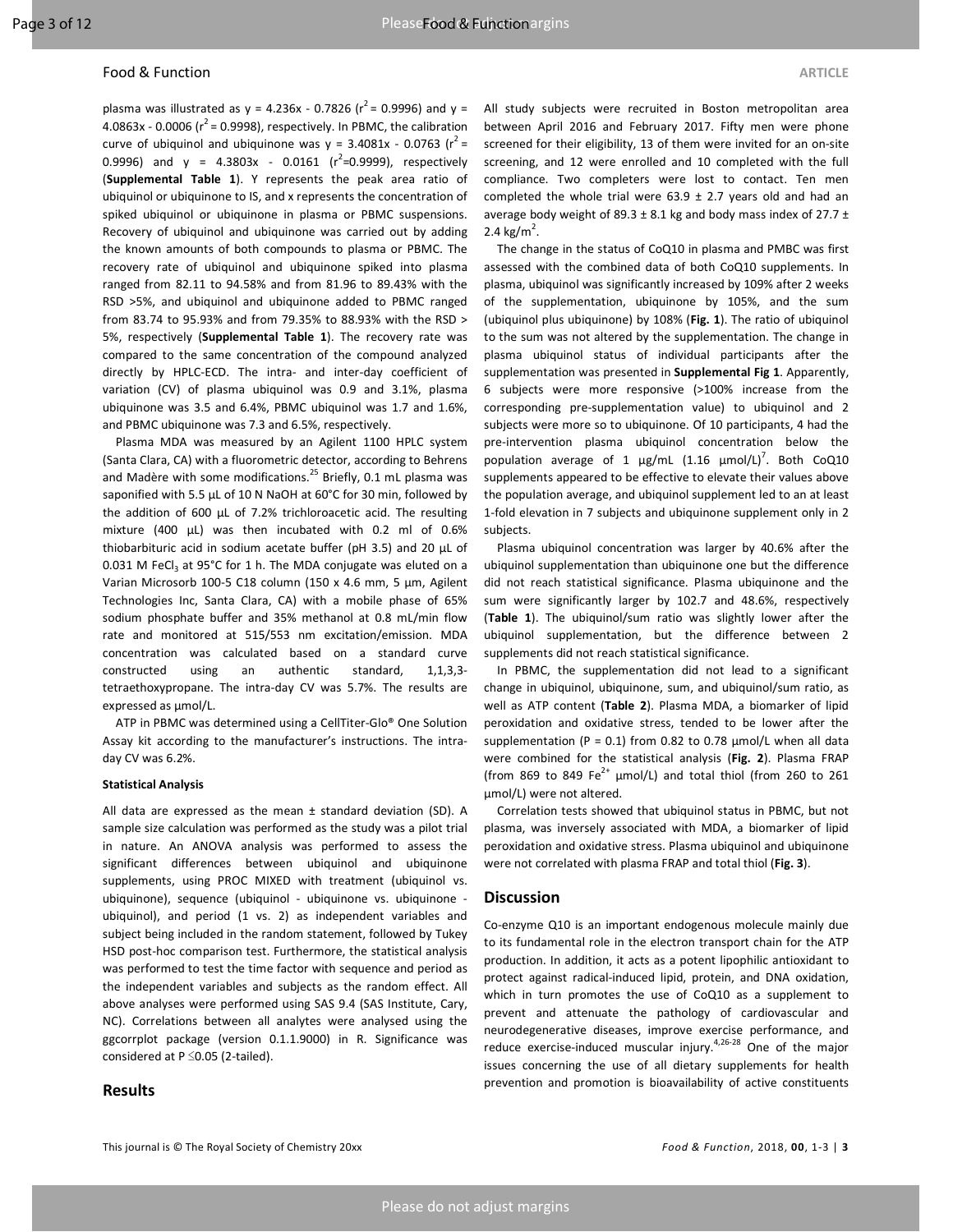plasma was illustrated as $y = 4.236x - 0.7826$ ($r^2 = 0.9996$) and $y = 4.0863x - 0.0006$ ($r^2 = 0.9998$), respectively. In PBMC, the calibration curve of ubiquinol and ubiquinone was $y = 3.4081x - 0.0763$ ($r^2 = 0.9996$) and $y = 4.3803x - 0.0161$ ($r^2$=0.9999), respectively (**Supplemental Table 1**). Y represents the peak area ratio of ubiquinol or ubiquinone to IS, and x represents the concentration of spiked ubiquinol or ubiquinone in plasma or PBMC suspensions. Recovery of ubiquinol and ubiquinone was carried out by adding the known amounts of both compounds to plasma or PBMC. The recovery rate of ubiquinol and ubiquinone spiked into plasma ranged from 82.11 to 94.58% and from 81.96 to 89.43% with the RSD >5%, and ubiquinol and ubiquinone added to PBMC ranged from 83.74 to 95.93% and from 79.35% to 88.93% with the RSD > 5%, respectively (**Supplemental Table 1**). The recovery rate was compared to the same concentration of the compound analyzed directly by HPLC-ECD. The intra- and inter-day coefficient of variation (CV) of plasma ubiquinol was 0.9 and 3.1%, plasma ubiquinone was 3.5 and 6.4%, PBMC ubiquinol was 1.7 and 1.6%, and PBMC ubiquinone was 7.3 and 6.5%, respectively.

Plasma MDA was measured by an Agilent 1100 HPLC system (Santa Clara, CA) with a fluorometric detector, according to Behrens and Madère with some modifications.[25] Briefly, 0.1 mL plasma was saponified with 5.5 µL of 10 N NaOH at 60°C for 30 min, followed by the addition of 600 µL of 7.2% trichloroacetic acid. The resulting mixture (400 µL) was then incubated with 0.2 ml of 0.6% thiobarbituric acid in sodium acetate buffer (pH 3.5) and 20 µL of 0.031 M $FeCl_3$ at 95°C for 1 h. The MDA conjugate was eluted on a Varian Microsorb 100-5 C18 column (150 x 4.6 mm, 5 µm, Agilent Technologies Inc, Santa Clara, CA) with a mobile phase of 65% sodium phosphate buffer and 35% methanol at 0.8 mL/min flow rate and monitored at 515/553 nm excitation/emission. MDA concentration was calculated based on a standard curve constructed using an authentic standard, 1,1,3,3-tetraethoxypropane. The intra-day CV was 5.7%. The results are expressed as µmol/L.

ATP in PBMC was determined using a CellTiter-Glo® One Solution Assay kit according to the manufacturer's instructions. The intra-day CV was 6.2%.

#### Statistical Analysis

All data are expressed as the mean ± standard deviation (SD). A sample size calculation was performed as the study was a pilot trial in nature. An ANOVA analysis was performed to assess the significant differences between ubiquinol and ubiquinone supplements, using PROC MIXED with treatment (ubiquinol vs. ubiquinone), sequence (ubiquinol - ubiquinone vs. ubiquinone - ubiquinol), and period (1 vs. 2) as independent variables and subject being included in the random statement, followed by Tukey HSD post-hoc comparison test. Furthermore, the statistical analysis was performed to test the time factor with sequence and period as the independent variables and subjects as the random effect. All above analyses were performed using SAS 9.4 (SAS Institute, Cary, NC). Correlations between all analytes were analysed using the ggcorrplot package (version 0.1.1.9000) in R. Significance was considered at $P \leq 0.05$ (2-tailed).

## Results

All study subjects were recruited in Boston metropolitan area between April 2016 and February 2017. Fifty men were phone screened for their eligibility, 13 of them were invited for an on-site screening, and 12 were enrolled and 10 completed with the full compliance. Two completers were lost to contact. Ten men completed the whole trial were 63.9 ± 2.7 years old and had an average body weight of 89.3 ± 8.1 kg and body mass index of 27.7 ± 2.4 kg/m$^2$.

The change in the status of CoQ10 in plasma and PMBC was first assessed with the combined data of both CoQ10 supplements. In plasma, ubiquinol was significantly increased by 109% after 2 weeks of the supplementation, ubiquinone by 105%, and the sum (ubiquinol plus ubiquinone) by 108% (**Fig. 1**). The ratio of ubiquinol to the sum was not altered by the supplementation. The change in plasma ubiquinol status of individual participants after the supplementation was presented in **Supplemental Fig 1**. Apparently, 6 subjects were more responsive (>100% increase from the corresponding pre-supplementation value) to ubiquinol and 2 subjects were more so to ubiquinone. Of 10 participants, 4 had the pre-intervention plasma ubiquinol concentration below the population average of 1 µg/mL (1.16 µmol/L)[7]. Both CoQ10 supplements appeared to be effective to elevate their values above the population average, and ubiquinol supplement led to an at least 1-fold elevation in 7 subjects and ubiquinone supplement only in 2 subjects.

Plasma ubiquinol concentration was larger by 40.6% after the ubiquinol supplementation than ubiquinone one but the difference did not reach statistical significance. Plasma ubiquinone and the sum were significantly larger by 102.7 and 48.6%, respectively (**Table 1**). The ubiquinol/sum ratio was slightly lower after the ubiquinol supplementation, but the difference between 2 supplements did not reach statistical significance.

In PBMC, the supplementation did not lead to a significant change in ubiquinol, ubiquinone, sum, and ubiquinol/sum ratio, as well as ATP content (**Table 2**). Plasma MDA, a biomarker of lipid peroxidation and oxidative stress, tended to be lower after the supplementation ($P = 0.1$) from 0.82 to 0.78 µmol/L when all data were combined for the statistical analysis (**Fig. 2**). Plasma FRAP (from 869 to 849 $Fe^{2+}$ µmol/L) and total thiol (from 260 to 261 µmol/L) were not altered.

Correlation tests showed that ubiquinol status in PBMC, but not plasma, was inversely associated with MDA, a biomarker of lipid peroxidation and oxidative stress. Plasma ubiquinol and ubiquinone were not correlated with plasma FRAP and total thiol (**Fig. 3**).

## Discussion

Co-enzyme Q10 is an important endogenous molecule mainly due to its fundamental role in the electron transport chain for the ATP production. In addition, it acts as a potent lipophilic antioxidant to protect against radical-induced lipid, protein, and DNA oxidation, which in turn promotes the use of CoQ10 as a supplement to prevent and attenuate the pathology of cardiovascular and neurodegenerative diseases, improve exercise performance, and reduce exercise-induced muscular injury.[4,26-28] One of the major issues concerning the use of all dietary supplements for health prevention and promotion is bioavailability of active constituents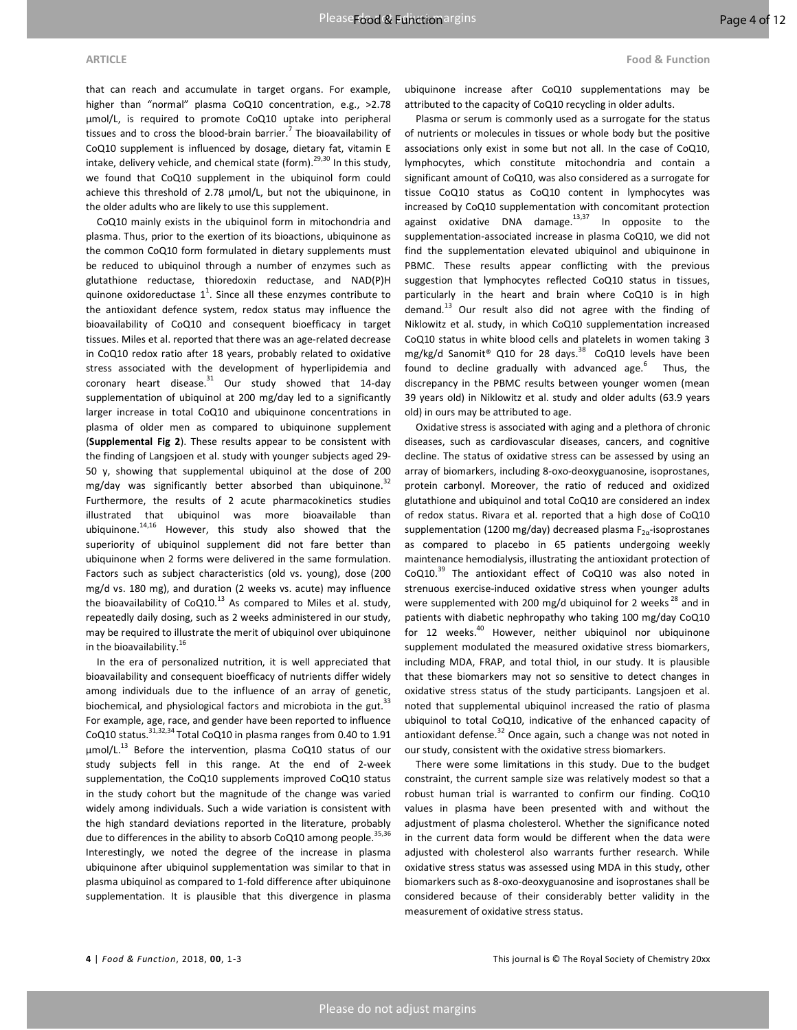that can reach and accumulate in target organs. For example, higher than "normal" plasma CoQ10 concentration, e.g., >2.78 µmol/L, is required to promote CoQ10 uptake into peripheral tissues and to cross the blood-brain barrier.[7] The bioavailability of CoQ10 supplement is influenced by dosage, dietary fat, vitamin E intake, delivery vehicle, and chemical state (form).[29,30] In this study, we found that CoQ10 supplement in the ubiquinol form could achieve this threshold of 2.78 µmol/L, but not the ubiquinone, in the older adults who are likely to use this supplement.

CoQ10 mainly exists in the ubiquinol form in mitochondria and plasma. Thus, prior to the exertion of its bioactions, ubiquinone as the common CoQ10 form formulated in dietary supplements must be reduced to ubiquinol through a number of enzymes such as glutathione reductase, thioredoxin reductase, and NAD(P)H quinone oxidoreductase 1[1]. Since all these enzymes contribute to the antioxidant defence system, redox status may influence the bioavailability of CoQ10 and consequent bioefficacy in target tissues. Miles et al. reported that there was an age-related decrease in CoQ10 redox ratio after 18 years, probably related to oxidative stress associated with the development of hyperlipidemia and coronary heart disease.[31] Our study showed that 14-day supplementation of ubiquinol at 200 mg/day led to a significantly larger increase in total CoQ10 and ubiquinone concentrations in plasma of older men as compared to ubiquinone supplement (**Supplemental Fig 2**). These results appear to be consistent with the finding of Langsjoen et al. study with younger subjects aged 29-50 y, showing that supplemental ubiquinol at the dose of 200 mg/day was significantly better absorbed than ubiquinone.[32] Furthermore, the results of 2 acute pharmacokinetics studies illustrated that ubiquinol was more bioavailable than ubiquinone.[14,16] However, this study also showed that the superiority of ubiquinol supplement did not fare better than ubiquinone when 2 forms were delivered in the same formulation. Factors such as subject characteristics (old vs. young), dose (200 mg/d vs. 180 mg), and duration (2 weeks vs. acute) may influence the bioavailability of CoQ10.[13] As compared to Miles et al. study, repeatedly daily dosing, such as 2 weeks administered in our study, may be required to illustrate the merit of ubiquinol over ubiquinone in the bioavailability.[16]

In the era of personalized nutrition, it is well appreciated that bioavailability and consequent bioefficacy of nutrients differ widely among individuals due to the influence of an array of genetic, biochemical, and physiological factors and microbiota in the gut.[33] For example, age, race, and gender have been reported to influence CoQ10 status.[31,32,34] Total CoQ10 in plasma ranges from 0.40 to 1.91 µmol/L.[13] Before the intervention, plasma CoQ10 status of our study subjects fell in this range. At the end of 2-week supplementation, the CoQ10 supplements improved CoQ10 status in the study cohort but the magnitude of the change was varied widely among individuals. Such a wide variation is consistent with the high standard deviations reported in the literature, probably due to differences in the ability to absorb CoQ10 among people.[35,36] Interestingly, we noted the degree of the increase in plasma ubiquinone after ubiquinol supplementation was similar to that in plasma ubiquinol as compared to 1-fold difference after ubiquinone supplementation. It is plausible that this divergence in plasma ubiquinone increase after CoQ10 supplementations may be attributed to the capacity of CoQ10 recycling in older adults.

Plasma or serum is commonly used as a surrogate for the status of nutrients or molecules in tissues or whole body but the positive associations only exist in some but not all. In the case of CoQ10, lymphocytes, which constitute mitochondria and contain a significant amount of CoQ10, was also considered as a surrogate for tissue CoQ10 status as CoQ10 content in lymphocytes was increased by CoQ10 supplementation with concomitant protection against oxidative DNA damage.[13,37] In opposite to the supplementation-associated increase in plasma CoQ10, we did not find the supplementation elevated ubiquinol and ubiquinone in PBMC. These results appear conflicting with the previous suggestion that lymphocytes reflected CoQ10 status in tissues, particularly in the heart and brain where CoQ10 is in high demand.[13] Our result also did not agree with the finding of Niklowitz et al. study, in which CoQ10 supplementation increased CoQ10 status in white blood cells and platelets in women taking 3 mg/kg/d Sanomit® Q10 for 28 days.[38] CoQ10 levels have been found to decline gradually with advanced age.[6] Thus, the discrepancy in the PBMC results between younger women (mean 39 years old) in Niklowitz et al. study and older adults (63.9 years old) in ours may be attributed to age.

Oxidative stress is associated with aging and a plethora of chronic diseases, such as cardiovascular diseases, cancers, and cognitive decline. The status of oxidative stress can be assessed by using an array of biomarkers, including 8-oxo-deoxyguanosine, isoprostanes, protein carbonyl. Moreover, the ratio of reduced and oxidized glutathione and ubiquinol and total CoQ10 are considered an index of redox status. Rivara et al. reported that a high dose of CoQ10 supplementation (1200 mg/day) decreased plasma $F_{2\alpha}$-isoprostanes as compared to placebo in 65 patients undergoing weekly maintenance hemodialysis, illustrating the antioxidant protection of CoQ10.[39] The antioxidant effect of CoQ10 was also noted in strenuous exercise-induced oxidative stress when younger adults were supplemented with 200 mg/d ubiquinol for 2 weeks[28] and in patients with diabetic nephropathy who taking 100 mg/day CoQ10 for 12 weeks.[40] However, neither ubiquinol nor ubiquinone supplement modulated the measured oxidative stress biomarkers, including MDA, FRAP, and total thiol, in our study. It is plausible that these biomarkers may not so sensitive to detect changes in oxidative stress status of the study participants. Langsjoen et al. noted that supplemental ubiquinol increased the ratio of plasma ubiquinol to total CoQ10, indicative of the enhanced capacity of antioxidant defense.[32] Once again, such a change was not noted in our study, consistent with the oxidative stress biomarkers.

There were some limitations in this study. Due to the budget constraint, the current sample size was relatively modest so that a robust human trial is warranted to confirm our finding. CoQ10 values in plasma have been presented with and without the adjustment of plasma cholesterol. Whether the significance noted in the current data form would be different when the data were adjusted with cholesterol also warrants further research. While oxidative stress status was assessed using MDA in this study, other biomarkers such as 8-oxo-deoxyguanosine and isoprostanes shall be considered because of their considerably better validity in the measurement of oxidative stress status.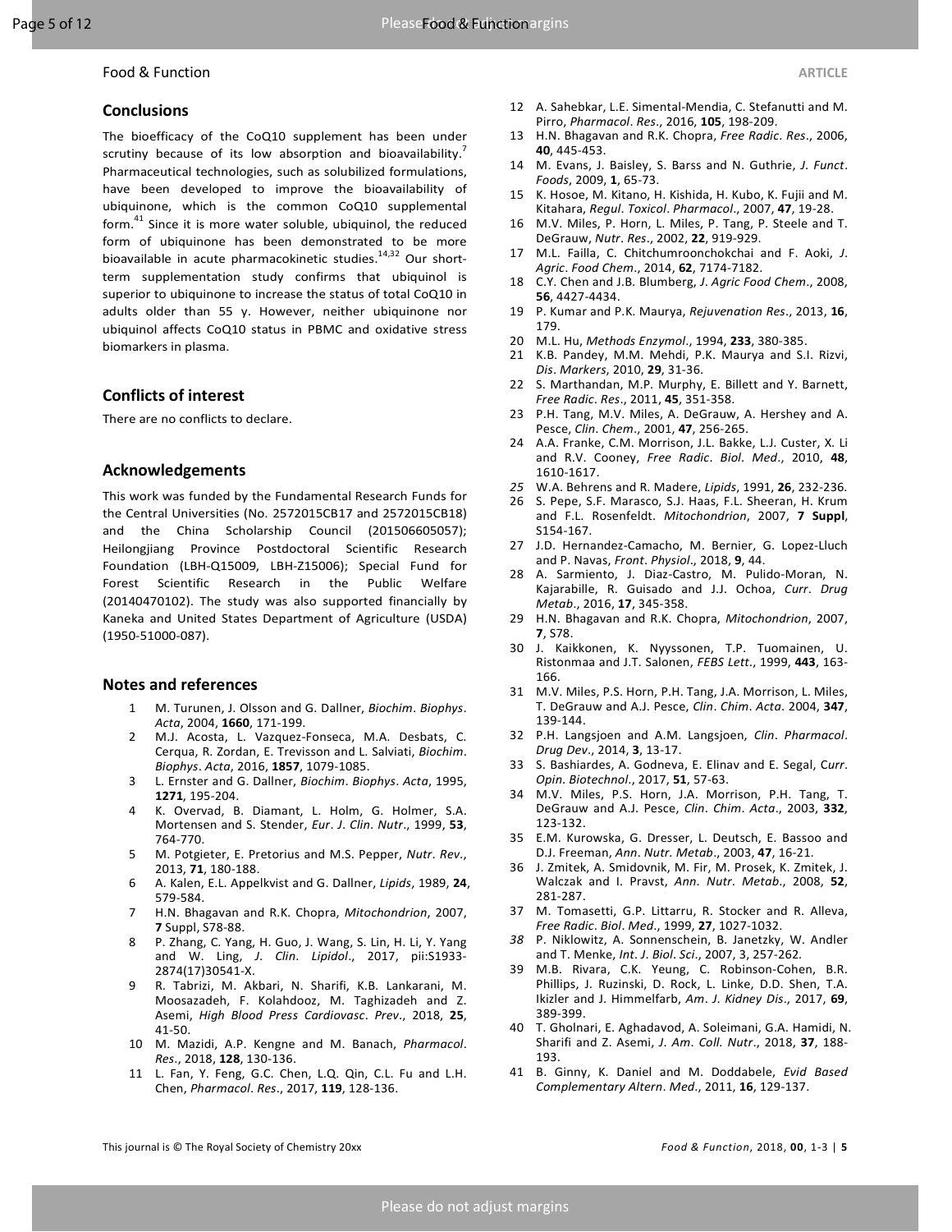## Conclusions

The bioefficacy of the CoQ10 supplement has been under scrutiny because of its low absorption and bioavailability.[7] Pharmaceutical technologies, such as solubilized formulations, have been developed to improve the bioavailability of ubiquinone, which is the common CoQ10 supplemental form.[41] Since it is more water soluble, ubiquinol, the reduced form of ubiquinone has been demonstrated to be more bioavailable in acute pharmacokinetic studies.[14,32] Our short-term supplementation study confirms that ubiquinol is superior to ubiquinone to increase the status of total CoQ10 in adults older than 55 y. However, neither ubiquinone nor ubiquinol affects CoQ10 status in PBMC and oxidative stress biomarkers in plasma.

## Conflicts of interest

There are no conflicts to declare.

## Acknowledgements

This work was funded by the Fundamental Research Funds for the Central Universities (No. 2572015CB17 and 2572015CB18) and the China Scholarship Council (201506605057); Heilongjiang Province Postdoctoral Scientific Research Foundation (LBH-Q15009, LBH-Z15006); Special Fund for Forest Scientific Research in the Public Welfare (20140470102). The study was also supported financially by Kaneka and United States Department of Agriculture (USDA) (1950-51000-087).

## Notes and references

1. M. Turunen, J. Olsson and G. Dallner, *Biochim. Biophys. Acta*, 2004, **1660**, 171-199.
2. M.J. Acosta, L. Vazquez-Fonseca, M.A. Desbats, C. Cerqua, R. Zordan, E. Trevisson and L. Salviati, *Biochim. Biophys. Acta*, 2016, **1857**, 1079-1085.
3. L. Ernster and G. Dallner, *Biochim. Biophys. Acta*, 1995, **1271**, 195-204.
4. K. Overvad, B. Diamant, L. Holm, G. Holmer, S.A. Mortensen and S. Stender, *Eur. J. Clin. Nutr.*, 1999, **53**, 764-770.
5. M. Potgieter, E. Pretorius and M.S. Pepper, *Nutr. Rev.*, 2013, **71**, 180-188.
6. A. Kalen, E.L. Appelkvist and G. Dallner, *Lipids*, 1989, **24**, 579-584.
7. H.N. Bhagavan and R.K. Chopra, *Mitochondrion*, 2007, **7** Suppl, S78-88.
8. P. Zhang, C. Yang, H. Guo, J. Wang, S. Lin, H. Li, Y. Yang and W. Ling, *J. Clin. Lipidol.*, 2017, pii:S1933-2874(17)30541-X.
9. R. Tabrizi, M. Akbari, N. Sharifi, K.B. Lankarani, M. Moosazadeh, F. Kolahdooz, M. Taghizadeh and Z. Asemi, *High Blood Press Cardiovasc. Prev.*, 2018, **25**, 41-50.
10. M. Mazidi, A.P. Kengne and M. Banach, *Pharmacol. Res.*, 2018, **128**, 130-136.
11. L. Fan, Y. Feng, G.C. Chen, L.Q. Qin, C.L. Fu and L.H. Chen, *Pharmacol. Res.*, 2017, **119**, 128-136.
12. A. Sahebkar, L.E. Simental-Mendia, C. Stefanutti and M. Pirro, *Pharmacol. Res.*, 2016, **105**, 198-209.
13. H.N. Bhagavan and R.K. Chopra, *Free Radic. Res.*, 2006, **40**, 445-453.
14. M. Evans, J. Baisley, S. Barss and N. Guthrie, *J. Funct. Foods*, 2009, **1**, 65-73.
15. K. Hosoe, M. Kitano, H. Kishida, H. Kubo, K. Fujii and M. Kitahara, *Regul. Toxicol. Pharmacol.*, 2007, **47**, 19-28.
16. M.V. Miles, P. Horn, L. Miles, P. Tang, P. Steele and T. DeGrauw, *Nutr. Res.*, 2002, **22**, 919-929.
17. M.L. Failla, C. Chitchumroonchokchai and F. Aoki, *J. Agric. Food Chem.*, 2014, **62**, 7174-7182.
18. C.Y. Chen and J.B. Blumberg, *J. Agric Food Chem.*, 2008, **56**, 4427-4434.
19. P. Kumar and P.K. Maurya, *Rejuvenation Res.*, 2013, **16**, 179.
20. M.L. Hu, *Methods Enzymol.*, 1994, **233**, 380-385.
21. K.B. Pandey, M.M. Mehdi, P.K. Maurya and S.I. Rizvi, *Dis. Markers*, 2010, **29**, 31-36.
22. S. Marthandan, M.P. Murphy, E. Billett and Y. Barnett, *Free Radic. Res.*, 2011, **45**, 351-358.
23. P.H. Tang, M.V. Miles, A. DeGrauw, A. Hershey and A. Pesce, *Clin. Chem.*, 2001, **47**, 256-265.
24. A.A. Franke, C.M. Morrison, J.L. Bakke, L.J. Custer, X. Li and R.V. Cooney, *Free Radic. Biol. Med.*, 2010, **48**, 1610-1617.
25. W.A. Behrens and R. Madere, *Lipids*, 1991, **26**, 232-236.
26. S. Pepe, S.F. Marasco, S.J. Haas, F.L. Sheeran, H. Krum and F.L. Rosenfeldt. *Mitochondrion*, 2007, **7 Suppl**, S154-167.
27. J.D. Hernandez-Camacho, M. Bernier, G. Lopez-Lluch and P. Navas, *Front. Physiol.*, 2018, **9**, 44.
28. A. Sarmiento, J. Diaz-Castro, M. Pulido-Moran, N. Kajarabille, R. Guisado and J.J. Ochoa, *Curr. Drug Metab.*, 2016, **17**, 345-358.
29. H.N. Bhagavan and R.K. Chopra, *Mitochondrion*, 2007, **7**, S78.
30. J. Kaikkonen, K. Nyyssonen, T.P. Tuomainen, U. Ristonmaa and J.T. Salonen, *FEBS Lett.*, 1999, **443**, 163-166.
31. M.V. Miles, P.S. Horn, P.H. Tang, J.A. Morrison, L. Miles, T. DeGrauw and A.J. Pesce, *Clin. Chim. Acta*. 2004, **347**, 139-144.
32. P.H. Langsjoen and A.M. Langsjoen, *Clin. Pharmacol. Drug Dev.*, 2014, **3**, 13-17.
33. S. Bashiardes, A. Godneva, E. Elinav and E. Segal, *Curr. Opin. Biotechnol.*, 2017, **51**, 57-63.
34. M.V. Miles, P.S. Horn, J.A. Morrison, P.H. Tang, T. DeGrauw and A.J. Pesce, *Clin. Chim. Acta.*, 2003, **332**, 123-132.
35. E.M. Kurowska, G. Dresser, L. Deutsch, E. Bassoo and D.J. Freeman, *Ann. Nutr. Metab.*, 2003, **47**, 16-21.
36. J. Zmitek, A. Smidovnik, M. Fir, M. Prosek, K. Zmitek, J. Walczak and I. Pravst, *Ann. Nutr. Metab.*, 2008, **52**, 281-287.
37. M. Tomasetti, G.P. Littarru, R. Stocker and R. Alleva, *Free Radic. Biol. Med.*, 1999, **27**, 1027-1032.
38. P. Niklowitz, A. Sonnenschein, B. Janetzky, W. Andler and T. Menke, *Int. J. Biol. Sci.*, 2007, 3, 257-262.
39. M.B. Rivara, C.K. Yeung, C. Robinson-Cohen, B.R. Phillips, J. Ruzinski, D. Rock, L. Linke, D.D. Shen, T.A. Ikizler and J. Himmelfarb, *Am. J. Kidney Dis.*, 2017, **69**, 389-399.
40. T. Gholnari, E. Aghadavod, A. Soleimani, G.A. Hamidi, N. Sharifi and Z. Asemi, *J. Am. Coll. Nutr.*, 2018, **37**, 188-193.
41. B. Ginny, K. Daniel and M. Doddabele, *Evid Based Complementary Altern. Med.*, 2011, **16**, 129-137.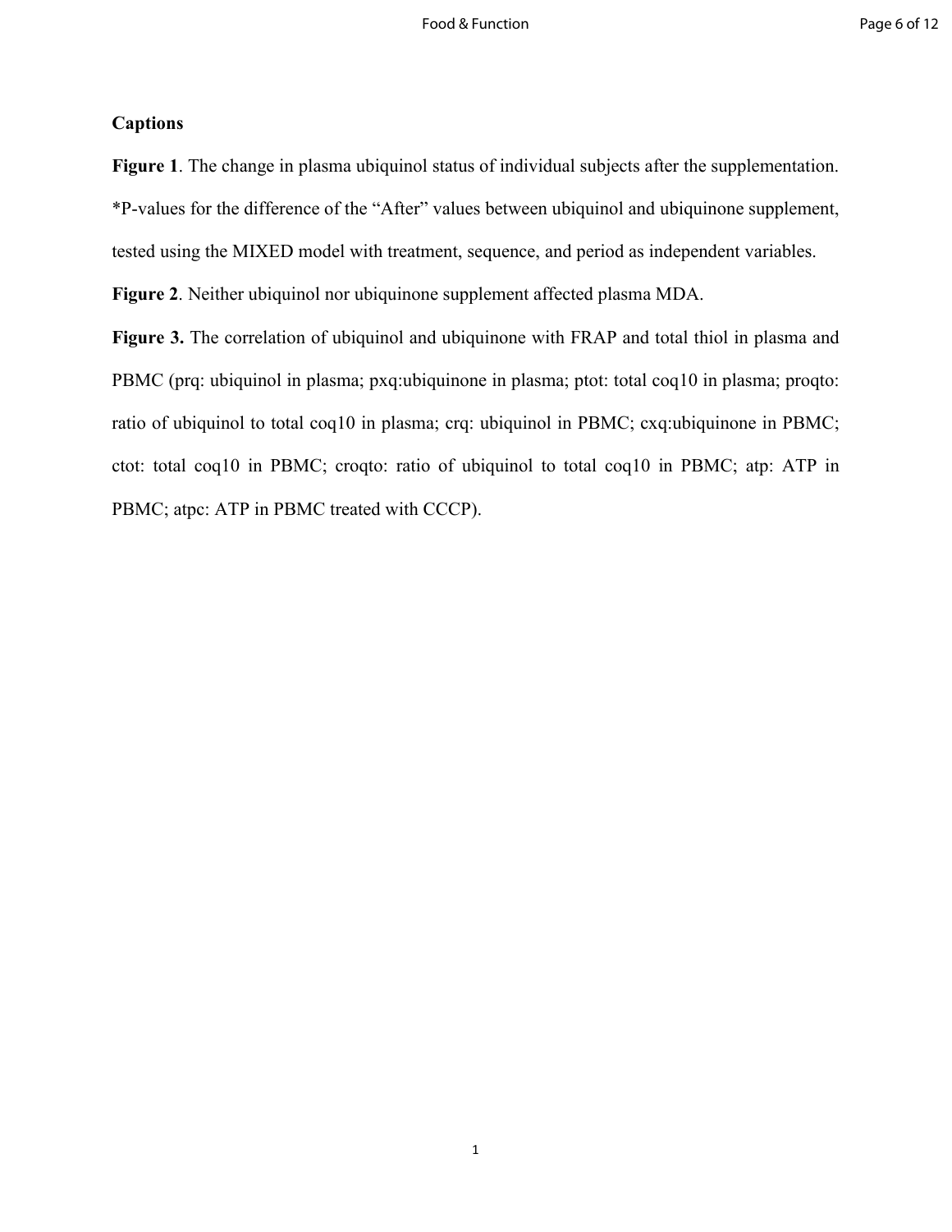**Captions**

**Figure 1**. The change in plasma ubiquinol status of individual subjects after the supplementation. *P-values for the difference of the "After" values between ubiquinol and ubiquinone supplement, tested using the MIXED model with treatment, sequence, and period as independent variables.

**Figure 2**. Neither ubiquinol nor ubiquinone supplement affected plasma MDA.

**Figure 3.** The correlation of ubiquinol and ubiquinone with FRAP and total thiol in plasma and PBMC (prq: ubiquinol in plasma; pxq:ubiquinone in plasma; ptot: total coq10 in plasma; proqto: ratio of ubiquinol to total coq10 in plasma; crq: ubiquinol in PBMC; cxq:ubiquinone in PBMC; ctot: total coq10 in PBMC; croqto: ratio of ubiquinol to total coq10 in PBMC; atp: ATP in PBMC; atpc: ATP in PBMC treated with CCCP).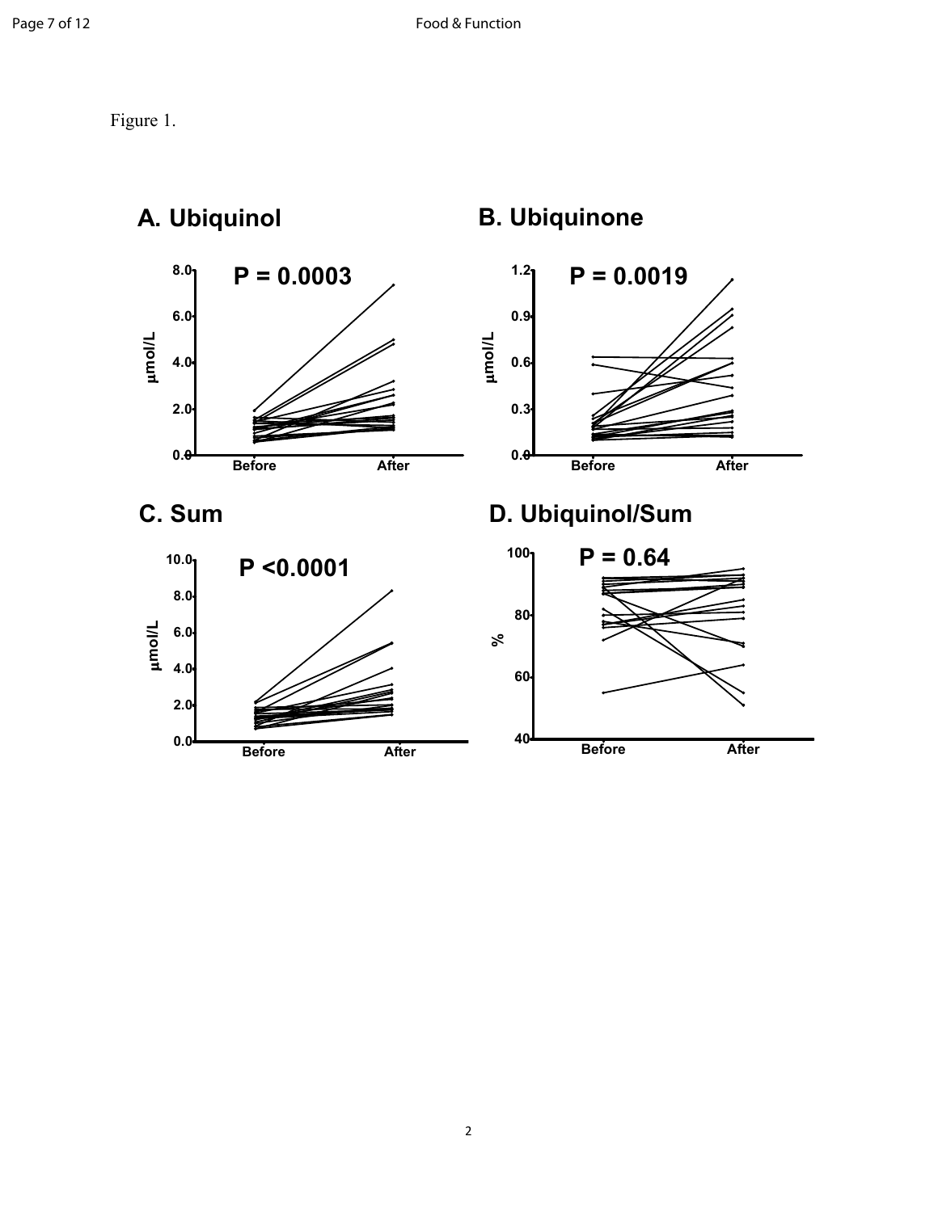Figure 1.

A. Ubiquinol

P = 0.0003

B. Ubiquinone

P = 0.0019

C. Sum

P <0.0001

D. Ubiquinol/Sum

P = 0.64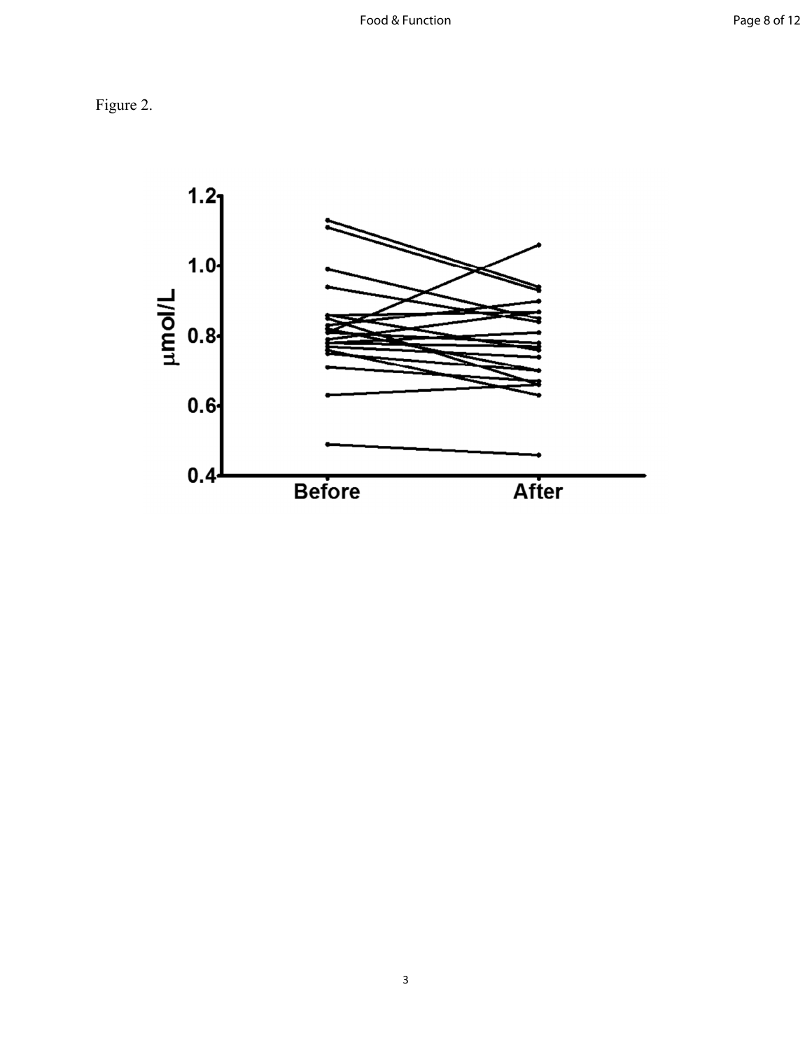Figure 2.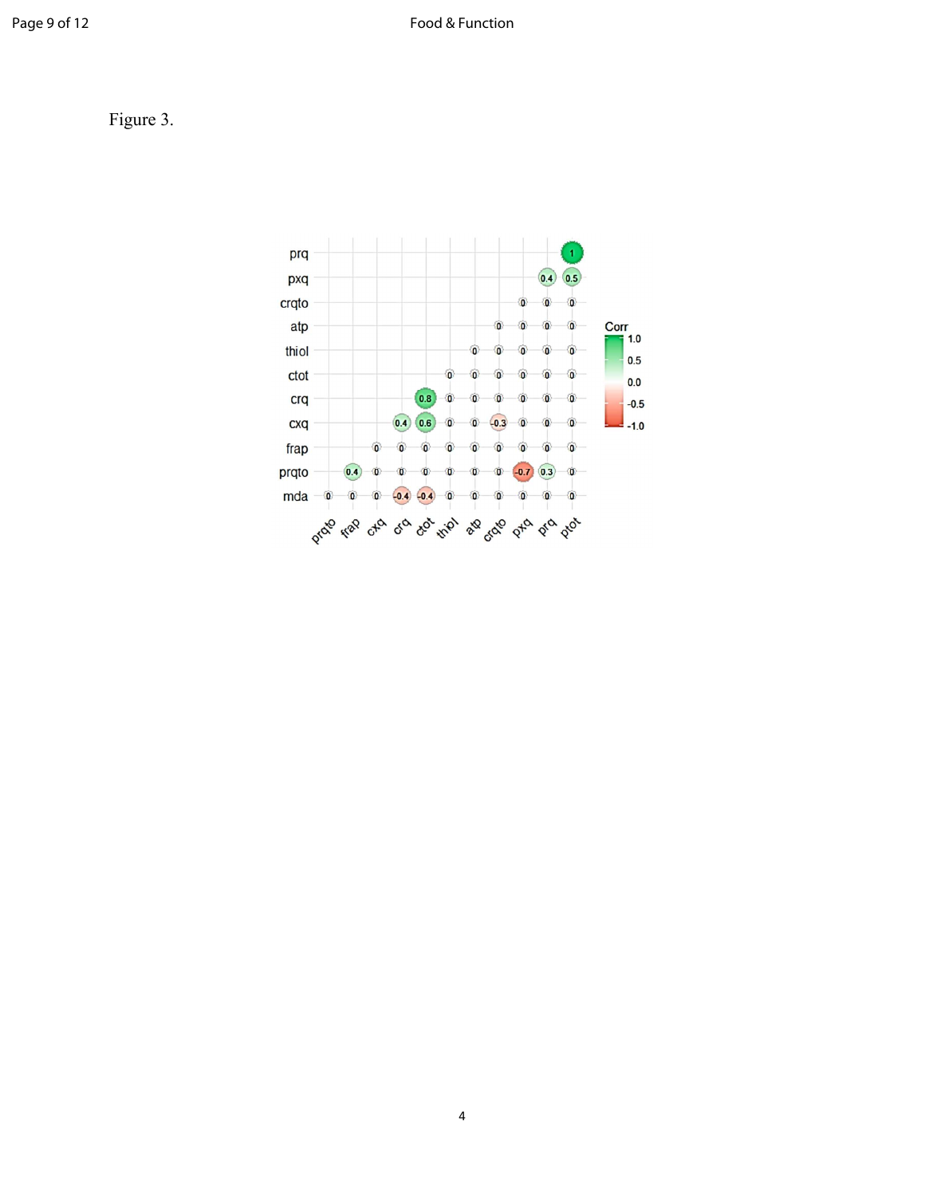Figure 3.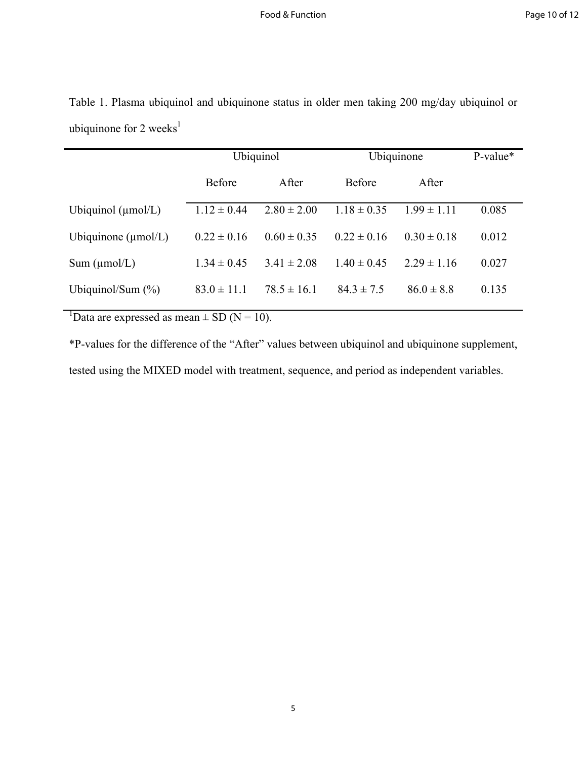Table 1. Plasma ubiquinol and ubiquinone status in older men taking 200 mg/day ubiquinol or ubiquinone for 2 weeks[1]

| | Ubiquinol | | Ubiquinone | | P-value* |
|---|---|---|---|---|---|
| | Before | After | Before | After | |
| Ubiquinol (μmol/L) | 1.12 ± 0.44 | 2.80 ± 2.00 | 1.18 ± 0.35 | 1.99 ± 1.11 | 0.085 |
| Ubiquinone (μmol/L) | 0.22 ± 0.16 | 0.60 ± 0.35 | 0.22 ± 0.16 | 0.30 ± 0.18 | 0.012 |
| Sum (μmol/L) | 1.34 ± 0.45 | 3.41 ± 2.08 | 1.40 ± 0.45 | 2.29 ± 1.16 | 0.027 |
| Ubiquinol/Sum (%) | 83.0 ± 11.1 | 78.5 ± 16.1 | 84.3 ± 7.5 | 86.0 ± 8.8 | 0.135 |

[1]Data are expressed as mean ± SD (N = 10).

*P-values for the difference of the "After" values between ubiquinol and ubiquinone supplement, tested using the MIXED model with treatment, sequence, and period as independent variables.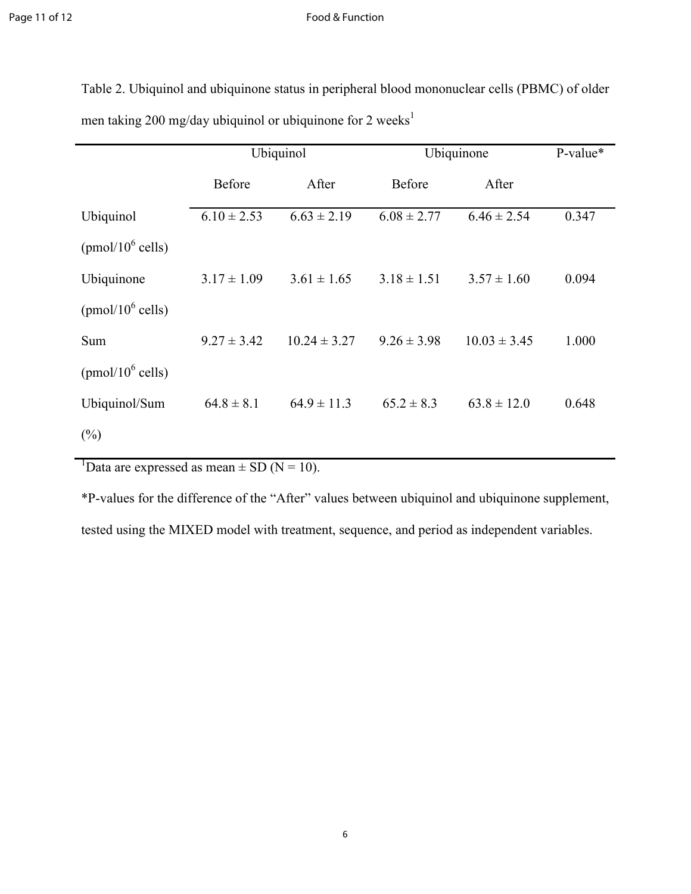Table 2. Ubiquinol and ubiquinone status in peripheral blood mononuclear cells (PBMC) of older men taking 200 mg/day ubiquinol or ubiquinone for 2 weeks[1]

| | Ubiquinol | | Ubiquinone | | P-value* |
|---|---|---|---|---|---|
| | Before | After | Before | After | |
| Ubiquinol (pmol/$10^6$ cells) | 6.10 ± 2.53 | 6.63 ± 2.19 | 6.08 ± 2.77 | 6.46 ± 2.54 | 0.347 |
| Ubiquinone (pmol/$10^6$ cells) | 3.17 ± 1.09 | 3.61 ± 1.65 | 3.18 ± 1.51 | 3.57 ± 1.60 | 0.094 |
| Sum (pmol/$10^6$ cells) | 9.27 ± 3.42 | 10.24 ± 3.27 | 9.26 ± 3.98 | 10.03 ± 3.45 | 1.000 |
| Ubiquinol/Sum (%) | 64.8 ± 8.1 | 64.9 ± 11.3 | 65.2 ± 8.3 | 63.8 ± 12.0 | 0.648 |

[1]Data are expressed as mean ± SD (N = 10).

*P-values for the difference of the "After" values between ubiquinol and ubiquinone supplement, tested using the MIXED model with treatment, sequence, and period as independent variables.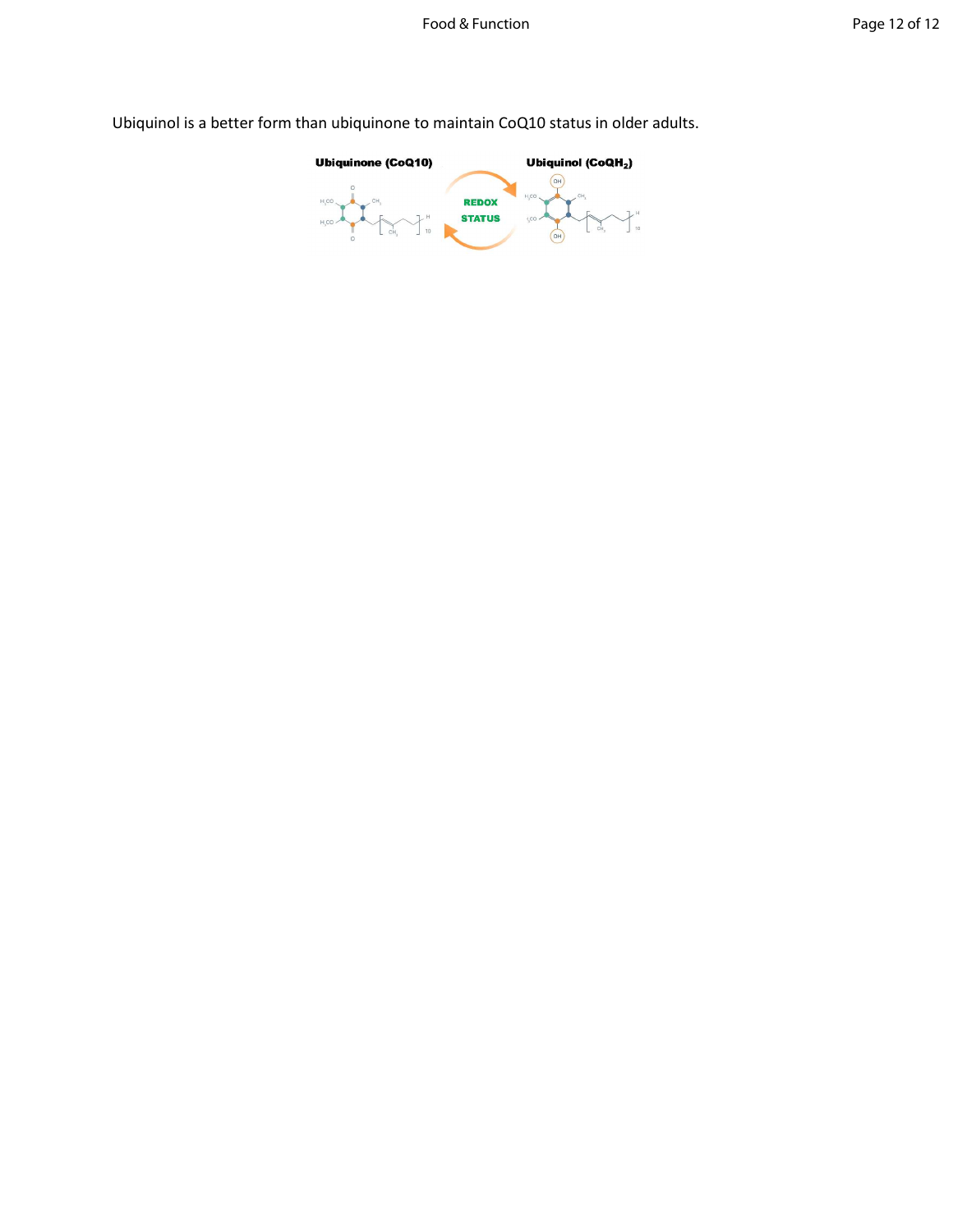Ubiquinol is a better form than ubiquinone to maintain CoQ10 status in older adults.

Ubiquinone (CoQ10)

REDOX
STATUS

Ubiquinol ($CoQH_2$)